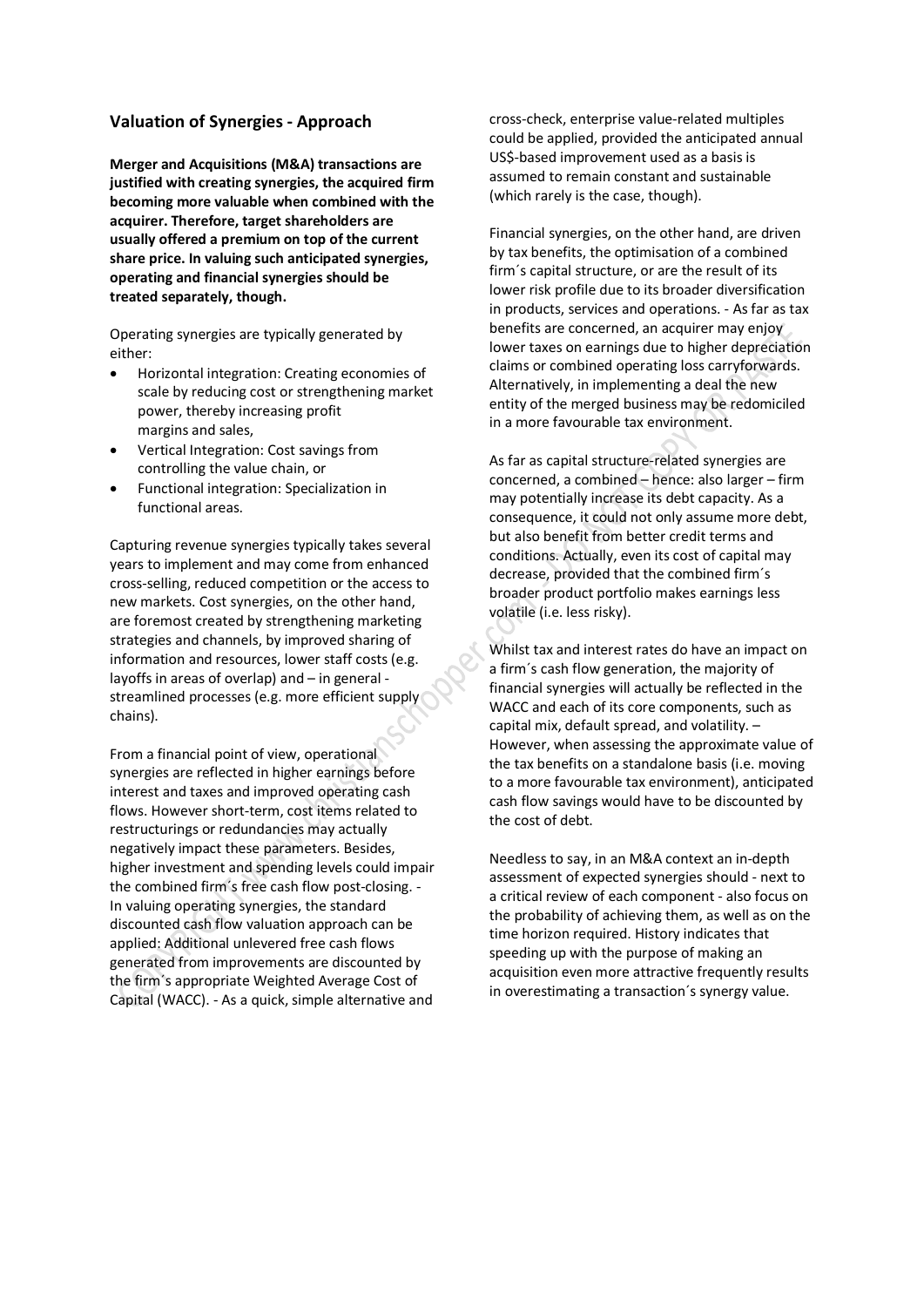## Valuation of Synergies - Approach

**Merger and Acquisitions (M&A) transactions are justified with creating synergies, the acquired firm becoming more valuable when combined with the acquirer. Therefore, target shareholders are usually offered a premium on top of the current share price. In valuing such anticipated synergies, operating and financial synergies should be treated separately, though.**

Operating synergies are typically generated by either:

- Horizontal integration: Creating economies of scale by reducing cost or strengthening market power, thereby increasing profit margins and sales,
- Vertical Integration: Cost savings from controlling the value chain, or
- Functional integration: Specialization in functional areas.

Capturing revenue synergies typically takes several years to implement and may come from enhanced cross-selling, reduced competition or the access to new markets. Cost synergies, on the other hand, are foremost created by strengthening marketing strategies and channels, by improved sharing of information and resources, lower staff costs (e.g. layoffs in areas of overlap) and – in general - streamlined processes (e.g. more efficient supply chains).

From a financial point of view, operational synergies are reflected in higher earnings before interest and taxes and improved operating cash flows. However short-term, cost items related to restructurings or redundancies may actually negatively impact these parameters. Besides, higher investment and spending levels could impair the combined firm´s free cash flow post-closing. - In valuing operating synergies, the standard discounted cash flow valuation approach can be applied: Additional unlevered free cash flows generated from improvements are discounted by the firm´s appropriate Weighted Average Cost of Capital (WACC). - As a quick, simple alternative and cross-check, enterprise value-related multiples could be applied, provided the anticipated annual US$-based improvement used as a basis is assumed to remain constant and sustainable (which rarely is the case, though).

Financial synergies, on the other hand, are driven by tax benefits, the optimisation of a combined firm´s capital structure, or are the result of its lower risk profile due to its broader diversification in products, services and operations. - As far as tax benefits are concerned, an acquirer may enjoy lower taxes on earnings due to higher depreciation claims or combined operating loss carryforwards. Alternatively, in implementing a deal the new entity of the merged business may be redomiciled in a more favourable tax environment.

As far as capital structure-related synergies are concerned, a combined – hence: also larger – firm may potentially increase its debt capacity. As a consequence, it could not only assume more debt, but also benefit from better credit terms and conditions. Actually, even its cost of capital may decrease, provided that the combined firm´s broader product portfolio makes earnings less volatile (i.e. less risky).

Whilst tax and interest rates do have an impact on a firm´s cash flow generation, the majority of financial synergies will actually be reflected in the WACC and each of its core components, such as capital mix, default spread, and volatility. – However, when assessing the approximate value of the tax benefits on a standalone basis (i.e. moving to a more favourable tax environment), anticipated cash flow savings would have to be discounted by the cost of debt.

Needless to say, in an M&A context an in-depth assessment of expected synergies should - next to a critical review of each component - also focus on the probability of achieving them, as well as on the time horizon required. History indicates that speeding up with the purpose of making an acquisition even more attractive frequently results in overestimating a transaction´s synergy value.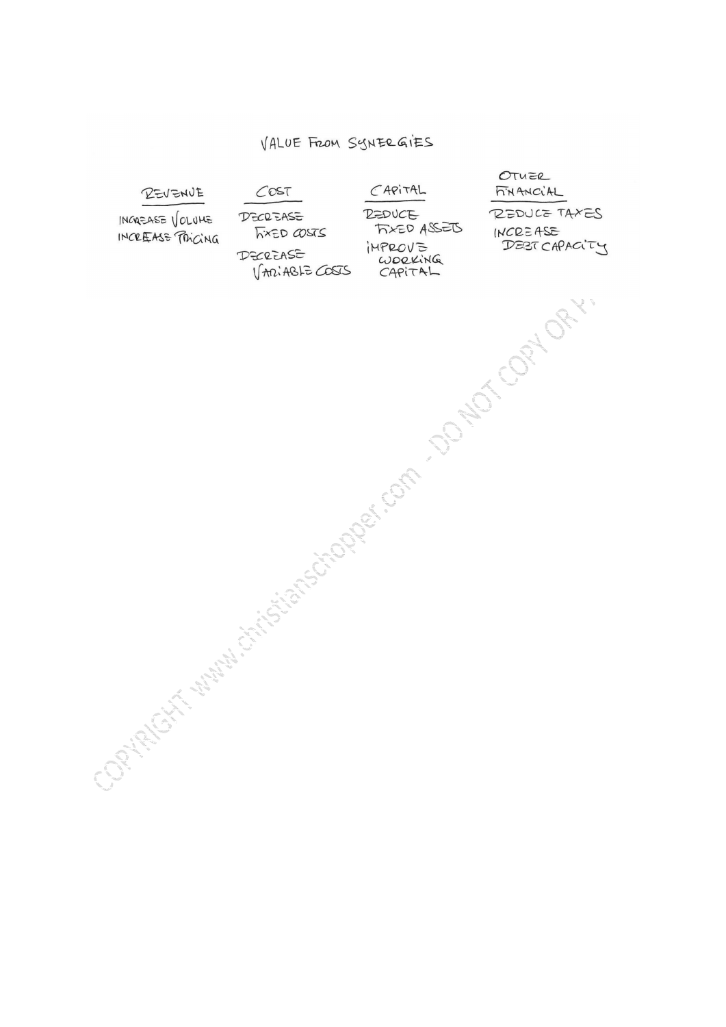# VALUE FROM SYNERGIES

| REVENUE | COST | CAPITAL | OTHER FINANCIAL |
|---|---|---|---|
| INCREASE VOLUME | DECREASE FIXED COSTS | REDUCE FIXED ASSETS | REDUCE TAXES |
| INCREASE PRICING | DECREASE VARIABLE COSTS | IMPROVE WORKING CAPITAL | INCREASE DEBT CAPACITY |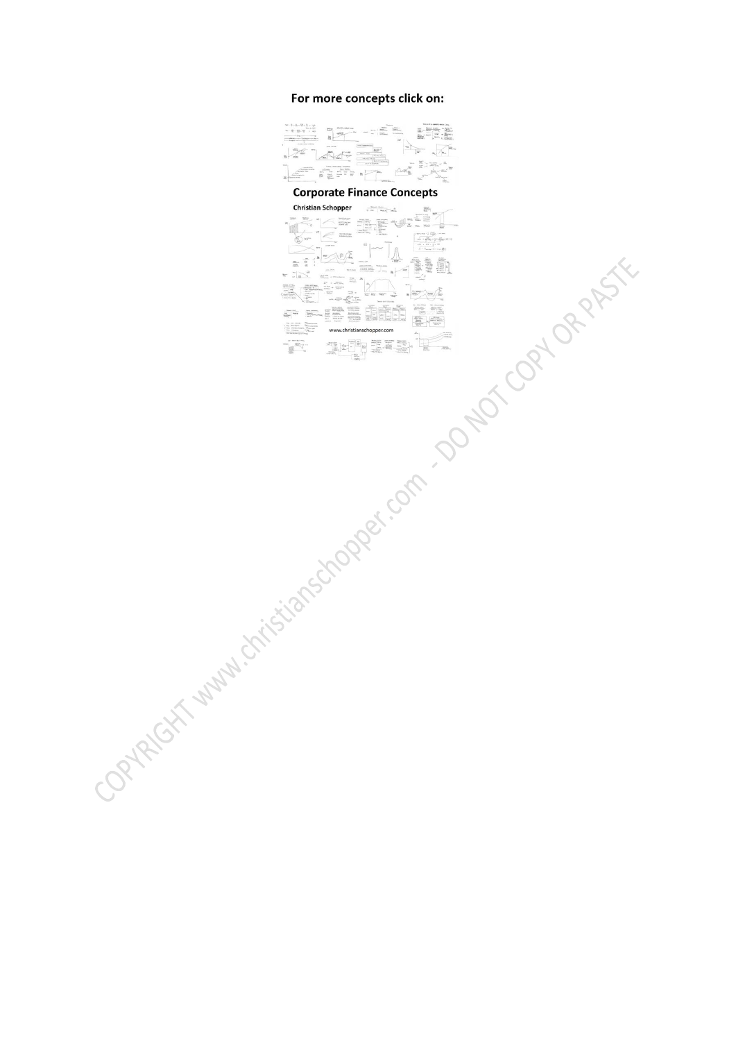**For more concepts click on:**

**Corporate Finance Concepts**

**Christian Schopper**

www.christianschopper.com